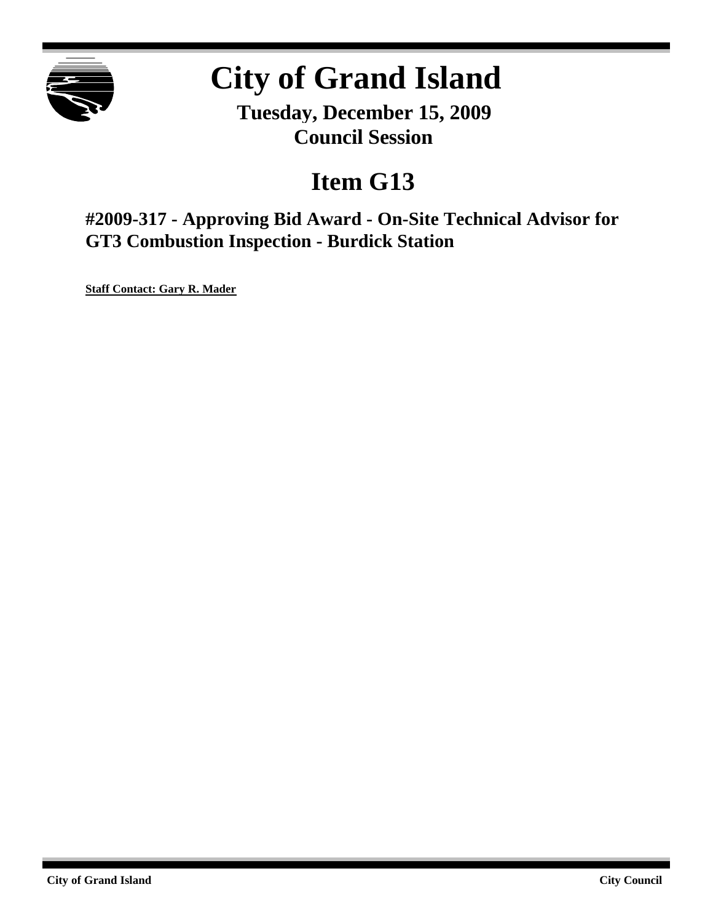# City of Grand Island

**Tuesday, December 15, 2009**
**Council Session**

## Item G13

### #2009-317 - Approving Bid Award - On-Site Technical Advisor for GT3 Combustion Inspection - Burdick Station

**Staff Contact: Gary R. Mader**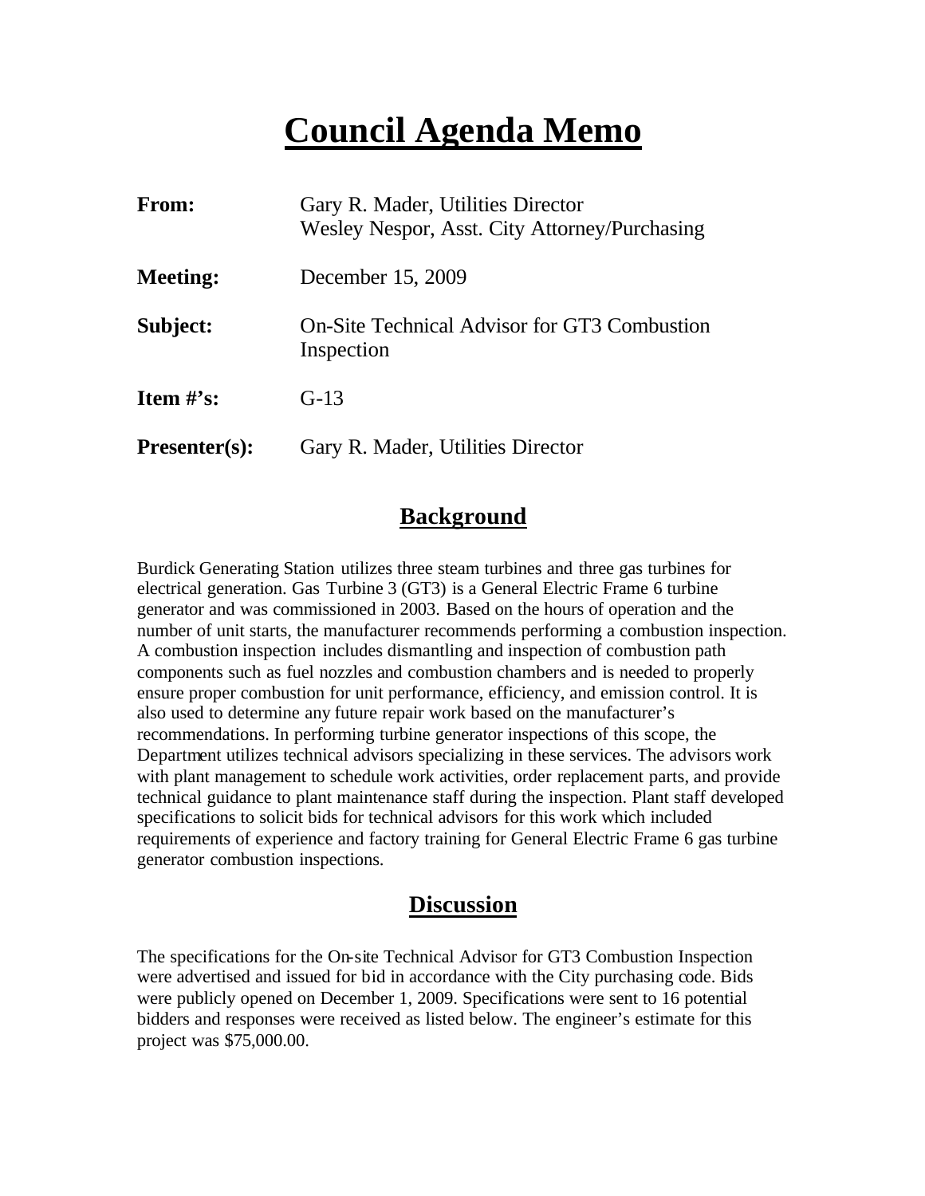# Council Agenda Memo

| | |
|---|---|
| **From:** | Gary R. Mader, Utilities Director<br>Wesley Nespor, Asst. City Attorney/Purchasing |
| **Meeting:** | December 15, 2009 |
| **Subject:** | On-Site Technical Advisor for GT3 Combustion Inspection |
| **Item #'s:** | G-13 |
| **Presenter(s):** | Gary R. Mader, Utilities Director |

## Background

Burdick Generating Station utilizes three steam turbines and three gas turbines for electrical generation. Gas Turbine 3 (GT3) is a General Electric Frame 6 turbine generator and was commissioned in 2003. Based on the hours of operation and the number of unit starts, the manufacturer recommends performing a combustion inspection. A combustion inspection includes dismantling and inspection of combustion path components such as fuel nozzles and combustion chambers and is needed to properly ensure proper combustion for unit performance, efficiency, and emission control. It is also used to determine any future repair work based on the manufacturer's recommendations. In performing turbine generator inspections of this scope, the Department utilizes technical advisors specializing in these services. The advisors work with plant management to schedule work activities, order replacement parts, and provide technical guidance to plant maintenance staff during the inspection. Plant staff developed specifications to solicit bids for technical advisors for this work which included requirements of experience and factory training for General Electric Frame 6 gas turbine generator combustion inspections.

## Discussion

The specifications for the On-site Technical Advisor for GT3 Combustion Inspection were advertised and issued for bid in accordance with the City purchasing code. Bids were publicly opened on December 1, 2009. Specifications were sent to 16 potential bidders and responses were received as listed below. The engineer's estimate for this project was $75,000.00.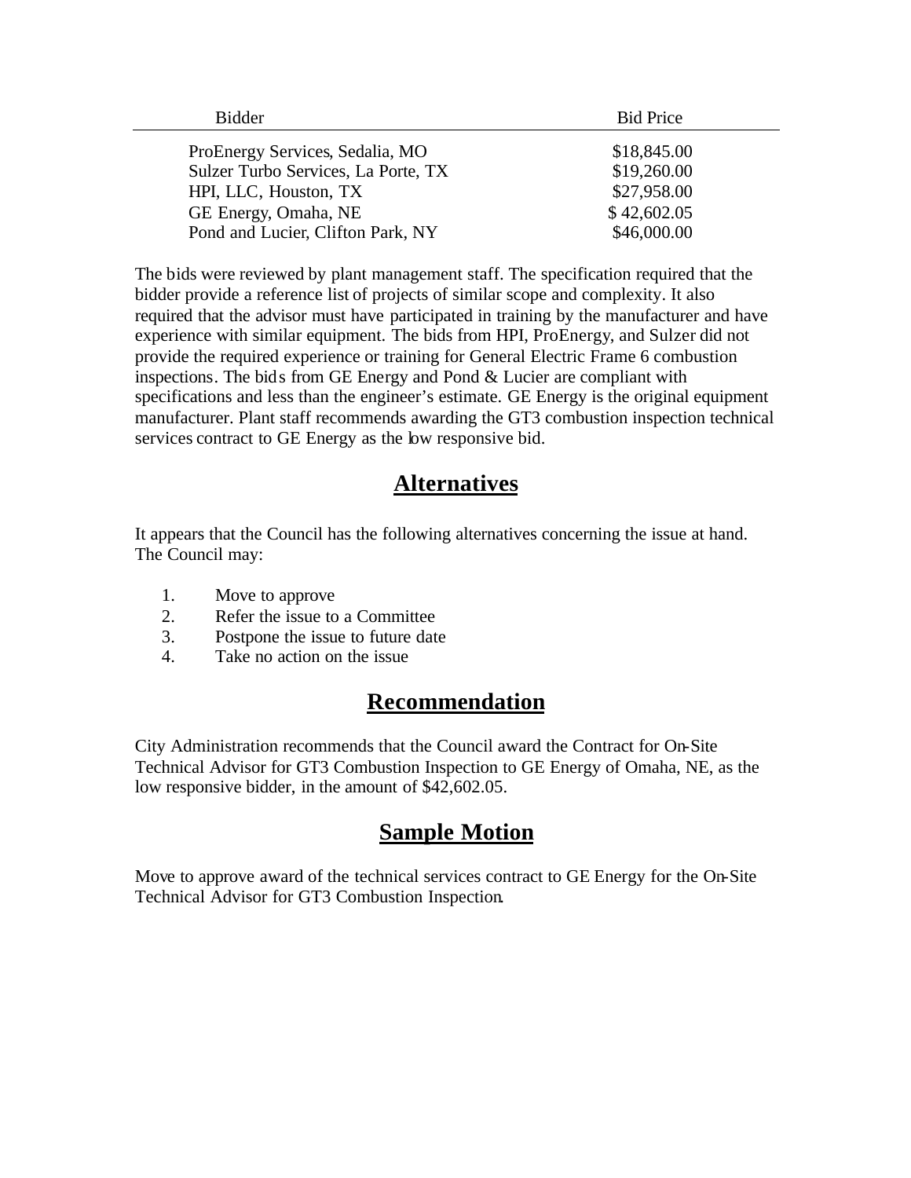| Bidder | Bid Price |
|---|---|
| ProEnergy Services, Sedalia, MO | $18,845.00 |
| Sulzer Turbo Services, La Porte, TX | $19,260.00 |
| HPI, LLC, Houston, TX | $27,958.00 |
| GE Energy, Omaha, NE | $ 42,602.05 |
| Pond and Lucier, Clifton Park, NY | $46,000.00 |

The bids were reviewed by plant management staff. The specification required that the bidder provide a reference list of projects of similar scope and complexity. It also required that the advisor must have participated in training by the manufacturer and have experience with similar equipment. The bids from HPI, ProEnergy, and Sulzer did not provide the required experience or training for General Electric Frame 6 combustion inspections. The bids from GE Energy and Pond & Lucier are compliant with specifications and less than the engineer's estimate. GE Energy is the original equipment manufacturer. Plant staff recommends awarding the GT3 combustion inspection technical services contract to GE Energy as the low responsive bid.

## Alternatives

It appears that the Council has the following alternatives concerning the issue at hand. The Council may:

1. Move to approve
2. Refer the issue to a Committee
3. Postpone the issue to future date
4. Take no action on the issue

## Recommendation

City Administration recommends that the Council award the Contract for On-Site Technical Advisor for GT3 Combustion Inspection to GE Energy of Omaha, NE, as the low responsive bidder, in the amount of $42,602.05.

## Sample Motion

Move to approve award of the technical services contract to GE Energy for the On-Site Technical Advisor for GT3 Combustion Inspection.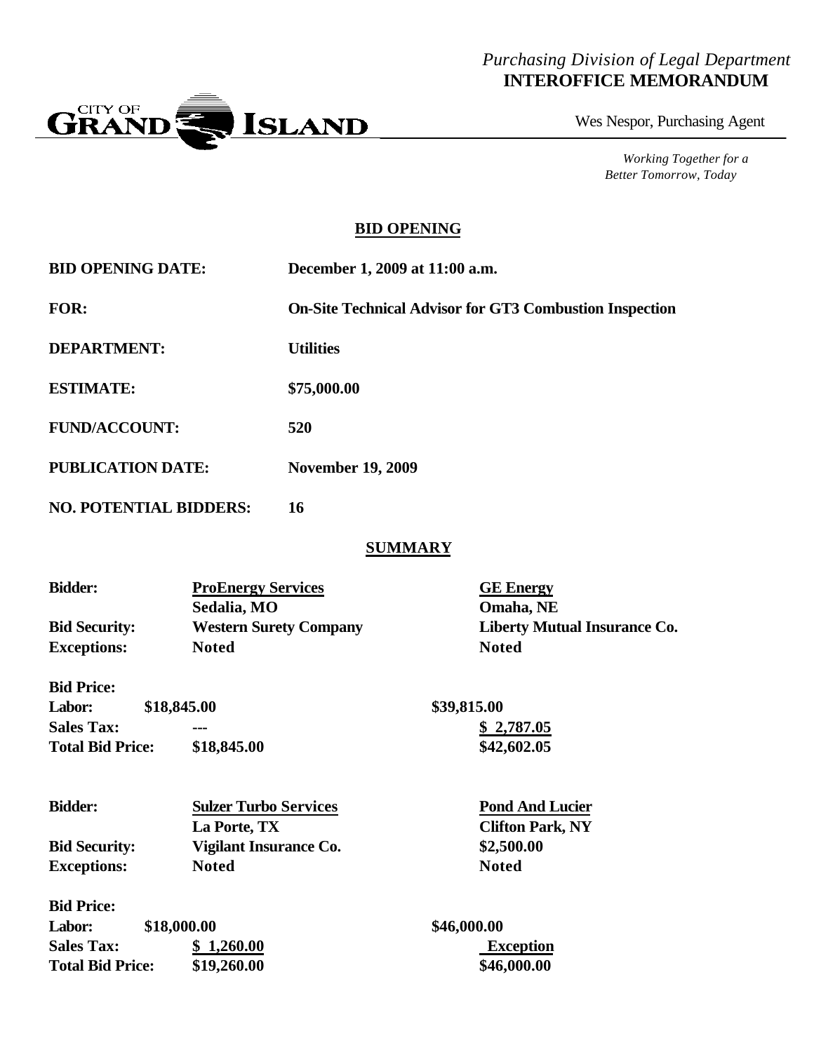*Purchasing Division of Legal Department*
**INTEROFFICE MEMORANDUM**

CITY OF GRAND ISLAND

Wes Nespor, Purchasing Agent

*Working Together for a Better Tomorrow, Today*

## BID OPENING

| | |
|---|---|
| **BID OPENING DATE:** | **December 1, 2009 at 11:00 a.m.** |
| **FOR:** | **On-Site Technical Advisor for GT3 Combustion Inspection** |
| **DEPARTMENT:** | **Utilities** |
| **ESTIMATE:** | **\$75,000.00** |
| **FUND/ACCOUNT:** | **520** |
| **PUBLICATION DATE:** | **November 19, 2009** |
| **NO. POTENTIAL BIDDERS:** | **16** |

## SUMMARY

| | | |
|---|---|---|
| **Bidder:** | **ProEnergy Services** Sedalia, MO | **GE Energy** Omaha, NE |
| **Bid Security:** | **Western Surety Company** | **Liberty Mutual Insurance Co.** |
| **Exceptions:** | **Noted** | **Noted** |
| **Bid Price:** | | |
| **Labor:** | **\$18,845.00** | **\$39,815.00** |
| **Sales Tax:** | **---** | **\$ 2,787.05** |
| **Total Bid Price:** | **\$18,845.00** | **\$42,602.05** |

| | | |
|---|---|---|
| **Bidder:** | **Sulzer Turbo Services** La Porte, TX | **Pond And Lucier** Clifton Park, NY |
| **Bid Security:** | **Vigilant Insurance Co.** | **\$2,500.00** |
| **Exceptions:** | **Noted** | **Noted** |
| **Bid Price:** | | |
| **Labor:** | **\$18,000.00** | **\$46,000.00** |
| **Sales Tax:** | **\$ 1,260.00** | **Exception** |
| **Total Bid Price:** | **\$19,260.00** | **\$46,000.00** |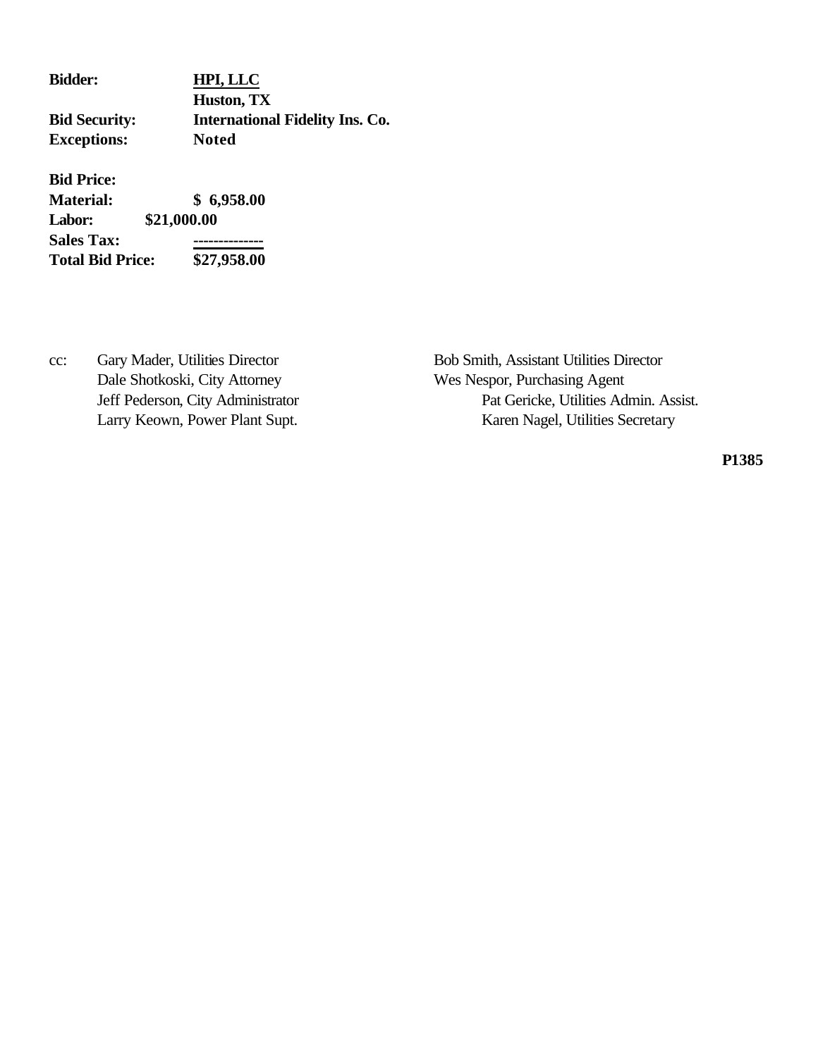**Bidder:** **<u>HPI, LLC</u>**
**Huston, TX**
**Bid Security:** **International Fidelity Ins. Co.**
**Exceptions:** **Noted**

**Bid Price:**
**Material:** **$ 6,958.00**
**Labor:** **$21,000.00**
**Sales Tax:** **-------------**
**Total Bid Price:** **$27,958.00**

cc: Gary Mader, Utilities Director
Dale Shotkoski, City Attorney
Jeff Pederson, City Administrator
Larry Keown, Power Plant Supt.
Bob Smith, Assistant Utilities Director
Wes Nespor, Purchasing Agent
Pat Gericke, Utilities Admin. Assist.
Karen Nagel, Utilities Secretary

**P1385**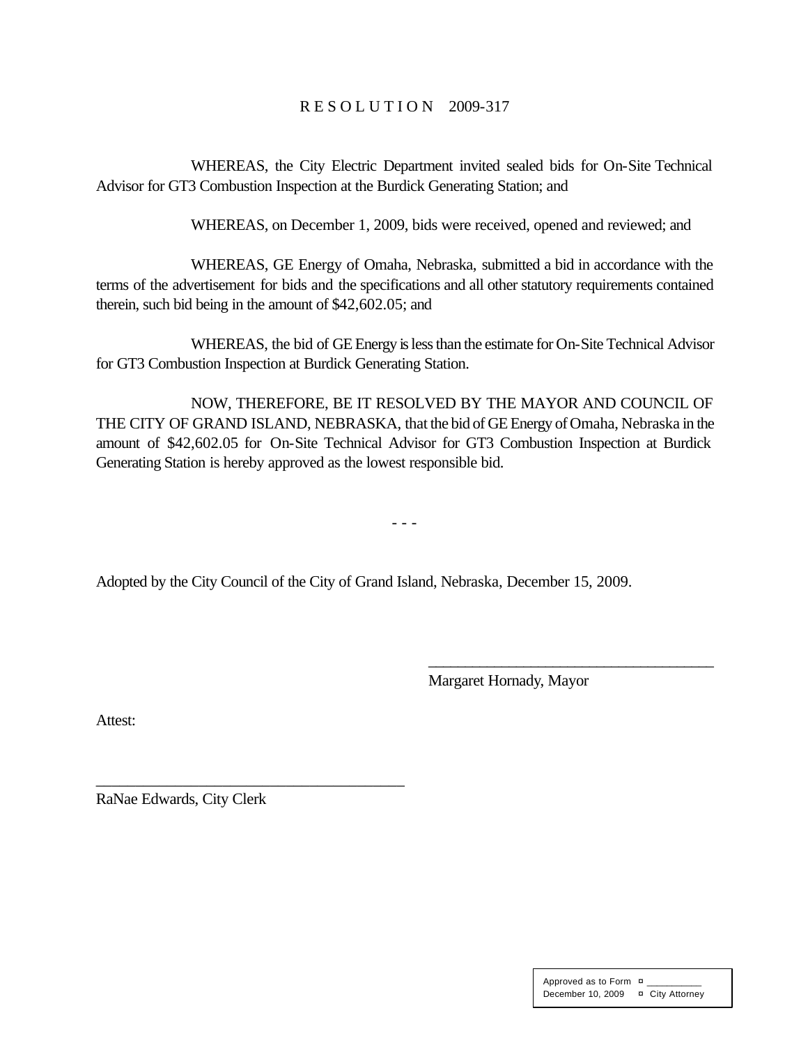# R E S O L U T I O N 2009-317

WHEREAS, the City Electric Department invited sealed bids for On-Site Technical Advisor for GT3 Combustion Inspection at the Burdick Generating Station; and

WHEREAS, on December 1, 2009, bids were received, opened and reviewed; and

WHEREAS, GE Energy of Omaha, Nebraska, submitted a bid in accordance with the terms of the advertisement for bids and the specifications and all other statutory requirements contained therein, such bid being in the amount of $42,602.05; and

WHEREAS, the bid of GE Energy is less than the estimate for On-Site Technical Advisor for GT3 Combustion Inspection at Burdick Generating Station.

NOW, THEREFORE, BE IT RESOLVED BY THE MAYOR AND COUNCIL OF THE CITY OF GRAND ISLAND, NEBRASKA, that the bid of GE Energy of Omaha, Nebraska in the amount of $42,602.05 for On-Site Technical Advisor for GT3 Combustion Inspection at Burdick Generating Station is hereby approved as the lowest responsible bid.

- - -

Adopted by the City Council of the City of Grand Island, Nebraska, December 15, 2009.

_____________________________________

Margaret Hornady, Mayor

Attest:

_______________________________________

RaNae Edwards, City Clerk

| | |
|---|---|
| Approved as to Form ¤ | ___________ |
| December 10, 2009 | ¤ City Attorney |